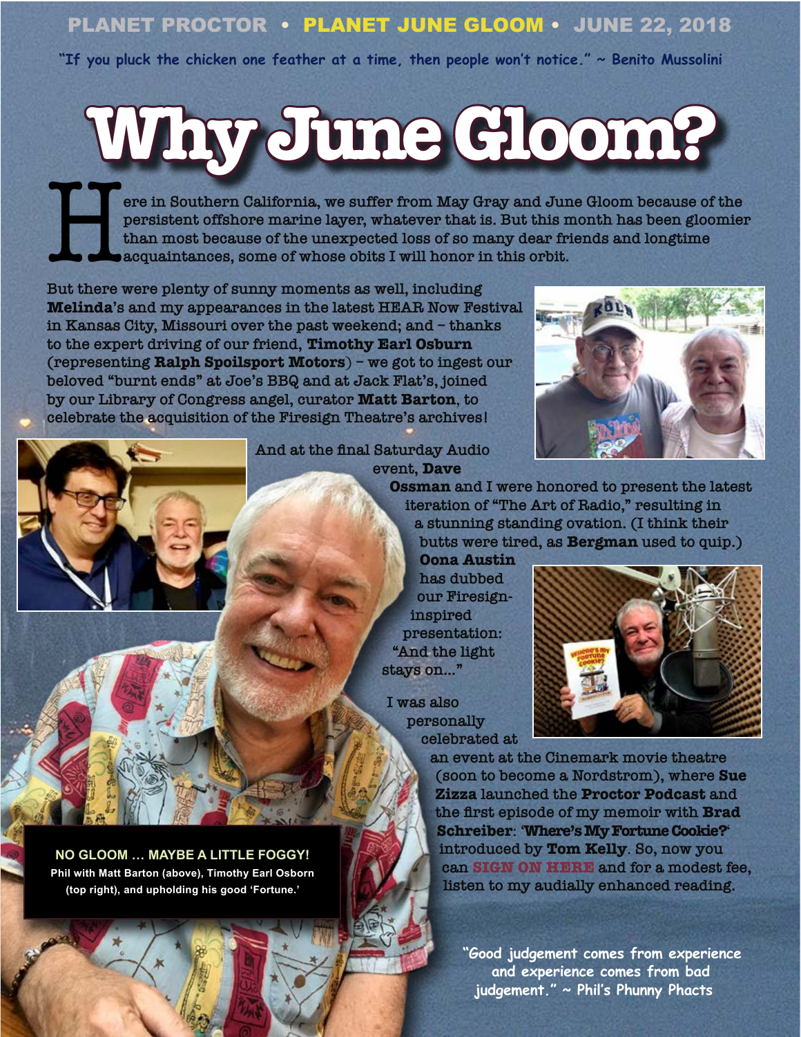PLANET PROCTOR • PLANET JUNE GLOOM • JUNE 22, 2018

"If you pluck the chicken one feather at a time, then people won't notice." ~ Benito Mussolini

# Why June Gloom?

Here in Southern California, we suffer from May Gray and June Gloom because of the persistent offshore marine layer, whatever that is. But this month has been gloomier than most because of the unexpected loss of so many dear friends and longtime acquaintances, some of whose obits I will honor in this orbit.

But there were plenty of sunny moments as well, including **Melinda**'s and my appearances in the latest HEAR Now Festival in Kansas City, Missouri over the past weekend; and – thanks to the expert driving of our friend, **Timothy Earl Osburn** (representing **Ralph Spoilsport Motors**) – we got to ingest our beloved "burnt ends" at Joe's BBQ and at Jack Flat's, joined by our Library of Congress angel, curator **Matt Barton**, to celebrate the acquisition of the Firesign Theatre's archives!

And at the final Saturday Audio event, **Dave Ossman** and I were honored to present the latest iteration of "The Art of Radio," resulting in a stunning standing ovation. (I think their butts were tired, as **Bergman** used to quip.) **Oona Austin** has dubbed our Firesign-inspired presentation: "And the light stays on..."

I was also personally celebrated at an event at the Cinemark movie theatre (soon to become a Nordstrom), where **Sue Zizza** launched the **Proctor Podcast** and the first episode of my memoir with **Brad Schreiber**: '**Where's My Fortune Cookie?**' introduced by **Tom Kelly**. So, now you can **SIGN ON HERE** and for a modest fee, listen to my audially enhanced reading.

**NO GLOOM … MAYBE A LITTLE FOGGY!**
Phil with Matt Barton (above), Timothy Earl Osborn (top right), and upholding his good 'Fortune.'

"Good judgement comes from experience and experience comes from bad judgement." ~ Phil's Phunny Phacts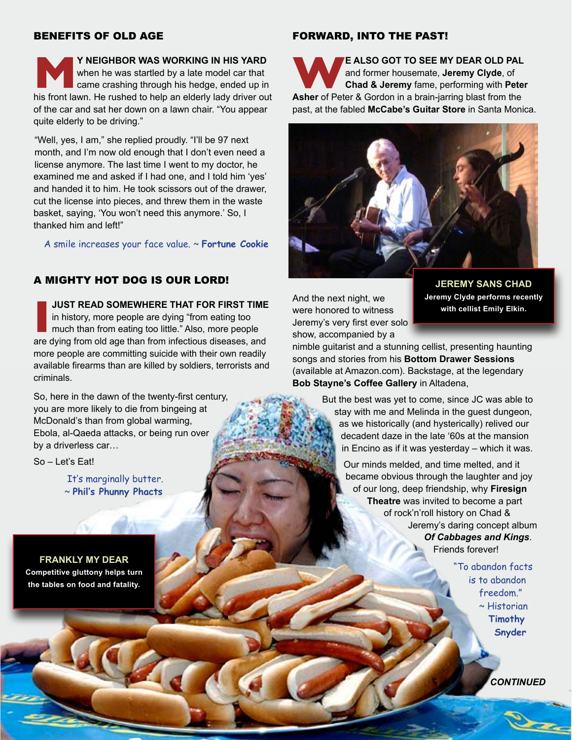## BENEFITS OF OLD AGE

**MY NEIGHBOR WAS WORKING IN HIS YARD** when he was startled by a late model car that came crashing through his hedge, ended up in his front lawn. He rushed to help an elderly lady driver out of the car and sat her down on a lawn chair. "You appear quite elderly to be driving."

"Well, yes, I am," she replied proudly. "I'll be 97 next month, and I'm now old enough that I don't even need a license anymore. The last time I went to my doctor, he examined me and asked if I had one, and I told him 'yes' and handed it to him. He took scissors out of the drawer, cut the license into pieces, and threw them in the waste basket, saying, 'You won't need this anymore.' So, I thanked him and left!"

A smile increases your face value. ~ **Fortune Cookie**

## A MIGHTY HOT DOG IS OUR LORD!

**I JUST READ SOMEWHERE THAT FOR FIRST TIME** in history, more people are dying "from eating too much than from eating too little." Also, more people are dying from old age than from infectious diseases, and more people are committing suicide with their own readily available firearms than are killed by soldiers, terrorists and criminals.

So, here in the dawn of the twenty-first century, you are more likely to die from bingeing at McDonald's than from global warming, Ebola, al-Qaeda attacks, or being run over by a driverless car…

So – Let's Eat!

It's marginally butter.
~ **Phil's Phunny Phacts**

**FRANKLY MY DEAR**
**Competitive gluttony helps turn the tables on food and fatality.**

## FORWARD, INTO THE PAST!

**WE ALSO GOT TO SEE MY DEAR OLD PAL** and former housemate, **Jeremy Clyde**, of **Chad & Jeremy** fame, performing with **Peter Asher** of Peter & Gordon in a brain-jarring blast from the past, at the fabled **McCabe's Guitar Store** in Santa Monica.

**JEREMY SANS CHAD**
**Jeremy Clyde performs recently with cellist Emily Elkin.**

And the next night, we were honored to witness Jeremy's very first ever solo show, accompanied by a nimble guitarist and a stunning cellist, presenting haunting songs and stories from his **Bottom Drawer Sessions** (available at Amazon.com). Backstage, at the legendary **Bob Stayne's Coffee Gallery** in Altadena,

But the best was yet to come, since JC was able to stay with me and Melinda in the guest dungeon, as we historically (and hysterically) relived our decadent daze in the late '60s at the mansion in Encino as if it was yesterday – which it was.

Our minds melded, and time melted, and it became obvious through the laughter and joy of our long, deep friendship, why **Firesign Theatre** was invited to become a part of rock'n'roll history on Chad & Jeremy's daring concept album ***Of Cabbages and Kings***. Friends forever!

"To abandon facts is to abandon freedom."
~ Historian **Timothy Snyder**

***CONTINUED***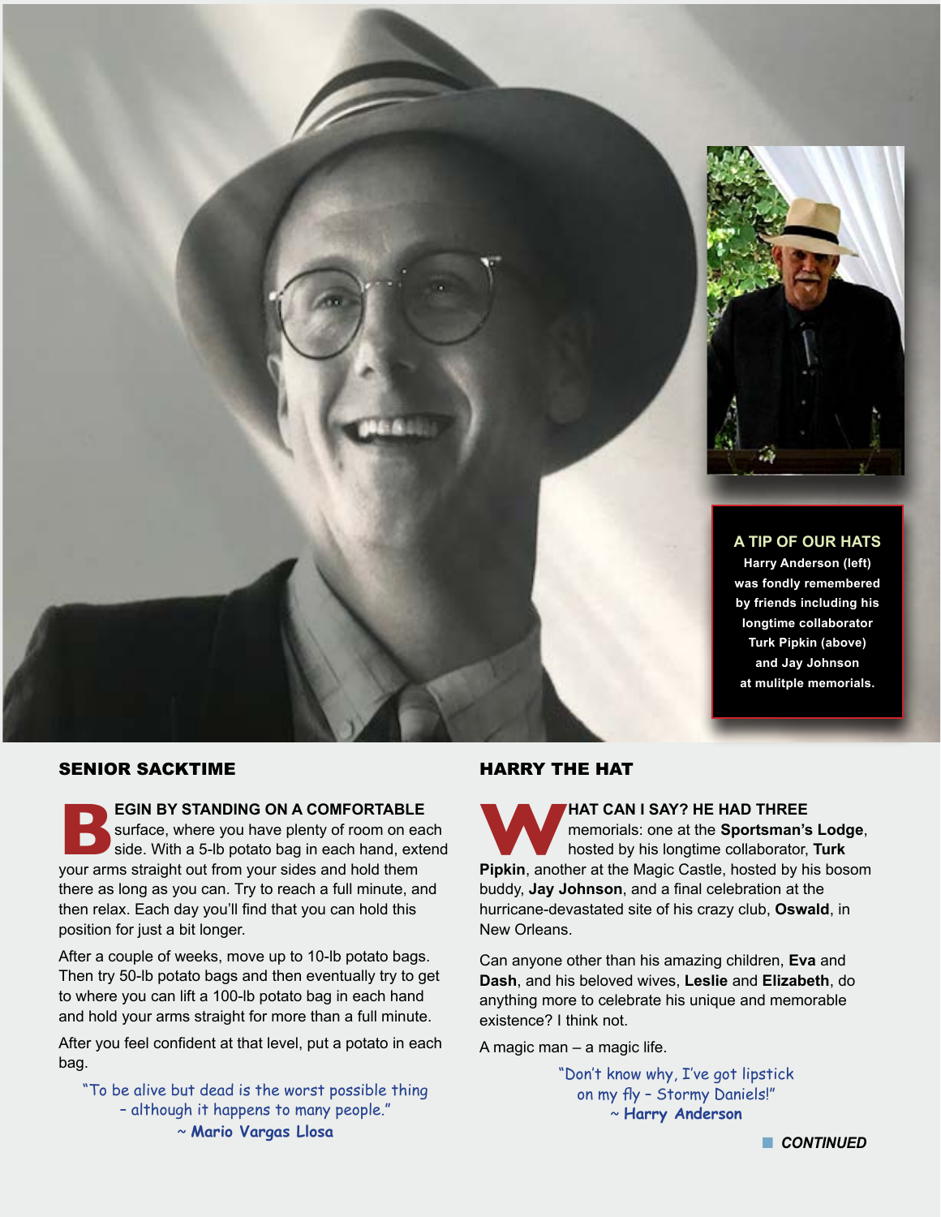**A TIP OF OUR HATS**
**Harry Anderson (left) was fondly remembered by friends including his longtime collaborator Turk Pipkin (above) and Jay Johnson at mulitple memorials.**

## SENIOR SACKTIME

**BEGIN BY STANDING ON A COMFORTABLE** surface, where you have plenty of room on each side. With a 5-lb potato bag in each hand, extend your arms straight out from your sides and hold them there as long as you can. Try to reach a full minute, and then relax. Each day you'll find that you can hold this position for just a bit longer.

After a couple of weeks, move up to 10-lb potato bags. Then try 50-lb potato bags and then eventually try to get to where you can lift a 100-lb potato bag in each hand and hold your arms straight for more than a full minute.

After you feel confident at that level, put a potato in each bag.

"To be alive but dead is the worst possible thing – although it happens to many people."
~ **Mario Vargas Llosa**

## HARRY THE HAT

**WHAT CAN I SAY? HE HAD THREE** memorials: one at the **Sportsman's Lodge**, hosted by his longtime collaborator, **Turk Pipkin**, another at the Magic Castle, hosted by his bosom buddy, **Jay Johnson**, and a final celebration at the hurricane-devastated site of his crazy club, **Oswald**, in New Orleans.

Can anyone other than his amazing children, **Eva** and **Dash**, and his beloved wives, **Leslie** and **Elizabeth**, do anything more to celebrate his unique and memorable existence? I think not.

A magic man – a magic life.

"Don't know why, I've got lipstick on my fly – Stormy Daniels!"
~ **Harry Anderson**

***CONTINUED***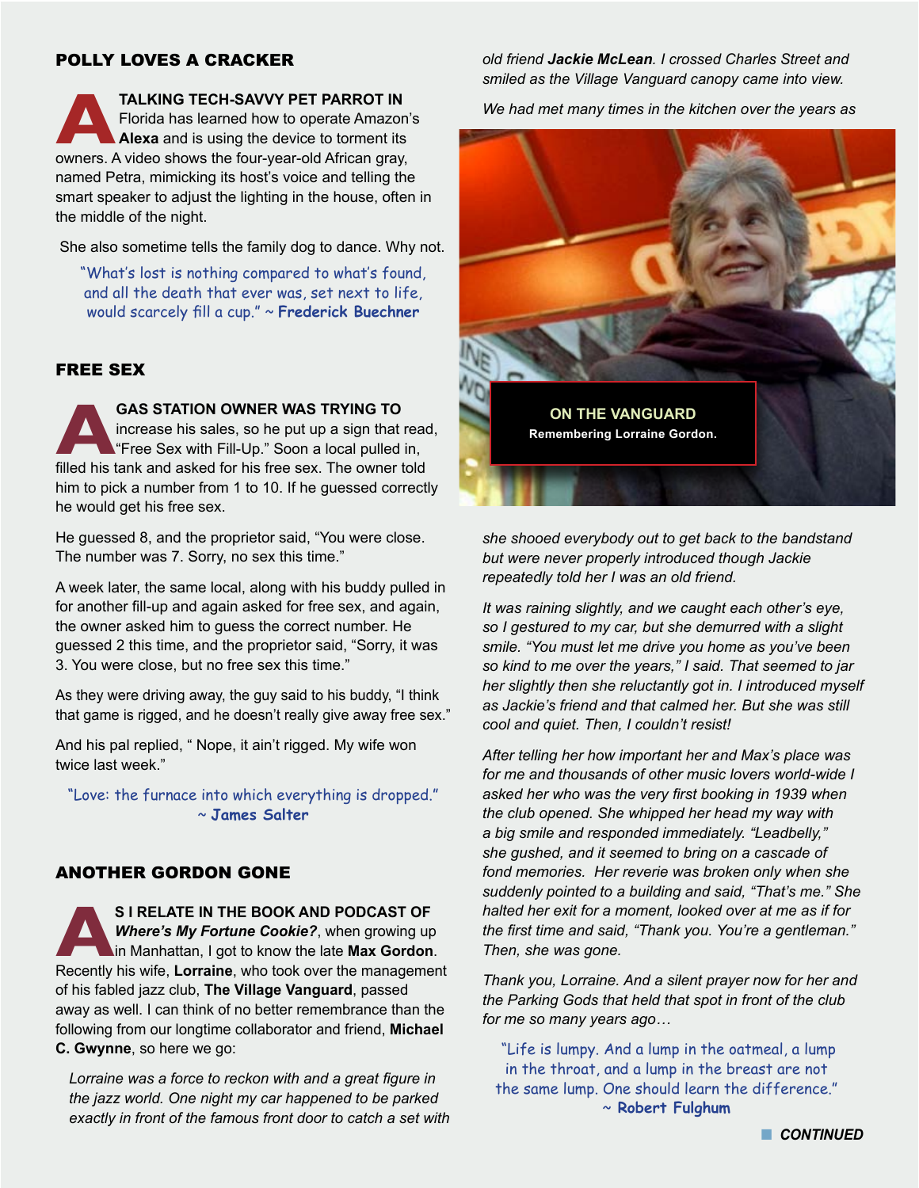## POLLY LOVES A CRACKER

**A TALKING TECH-SAVVY PET PARROT IN** Florida has learned how to operate Amazon's **Alexa** and is using the device to torment its owners. A video shows the four-year-old African gray, named Petra, mimicking its host's voice and telling the smart speaker to adjust the lighting in the house, often in the middle of the night.

She also sometime tells the family dog to dance. Why not.

"What's lost is nothing compared to what's found, and all the death that ever was, set next to life, would scarcely fill a cup." ~ **Frederick Buechner**

## FREE SEX

**A GAS STATION OWNER WAS TRYING TO** increase his sales, so he put up a sign that read, "Free Sex with Fill-Up." Soon a local pulled in, filled his tank and asked for his free sex. The owner told him to pick a number from 1 to 10. If he guessed correctly he would get his free sex.

He guessed 8, and the proprietor said, "You were close. The number was 7. Sorry, no sex this time."

A week later, the same local, along with his buddy pulled in for another fill-up and again asked for free sex, and again, the owner asked him to guess the correct number. He guessed 2 this time, and the proprietor said, "Sorry, it was 3. You were close, but no free sex this time."

As they were driving away, the guy said to his buddy, "I think that game is rigged, and he doesn't really give away free sex."

And his pal replied, " Nope, it ain't rigged. My wife won twice last week."

"Love: the furnace into which everything is dropped." ~ **James Salter**

## ANOTHER GORDON GONE

**AS I RELATE IN THE BOOK AND PODCAST OF** ***Where's My Fortune Cookie?***, when growing up in Manhattan, I got to know the late **Max Gordon**. Recently his wife, **Lorraine**, who took over the management of his fabled jazz club, **The Village Vanguard**, passed away as well. I can think of no better remembrance than the following from our longtime collaborator and friend, **Michael C. Gwynne**, so here we go:

*Lorraine was a force to reckon with and a great figure in the jazz world. One night my car happened to be parked exactly in front of the famous front door to catch a set with old friend **Jackie McLean**. I crossed Charles Street and smiled as the Village Vanguard canopy came into view.*

*We had met many times in the kitchen over the years as she shooed everybody out to get back to the bandstand but were never properly introduced though Jackie repeatedly told her I was an old friend.*

**ON THE VANGUARD**
**Remembering Lorraine Gordon.**

*It was raining slightly, and we caught each other's eye, so I gestured to my car, but she demurred with a slight smile. "You must let me drive you home as you've been so kind to me over the years," I said. That seemed to jar her slightly then she reluctantly got in. I introduced myself as Jackie's friend and that calmed her. But she was still cool and quiet. Then, I couldn't resist!*

*After telling her how important her and Max's place was for me and thousands of other music lovers world-wide I asked her who was the very first booking in 1939 when the club opened. She whipped her head my way with a big smile and responded immediately. "Leadbelly," she gushed, and it seemed to bring on a cascade of fond memories. Her reverie was broken only when she suddenly pointed to a building and said, "That's me." She halted her exit for a moment, looked over at me as if for the first time and said, "Thank you. You're a gentleman." Then, she was gone.*

*Thank you, Lorraine. And a silent prayer now for her and the Parking Gods that held that spot in front of the club for me so many years ago…*

"Life is lumpy. And a lump in the oatmeal, a lump in the throat, and a lump in the breast are not the same lump. One should learn the difference." ~ **Robert Fulghum**

***CONTINUED***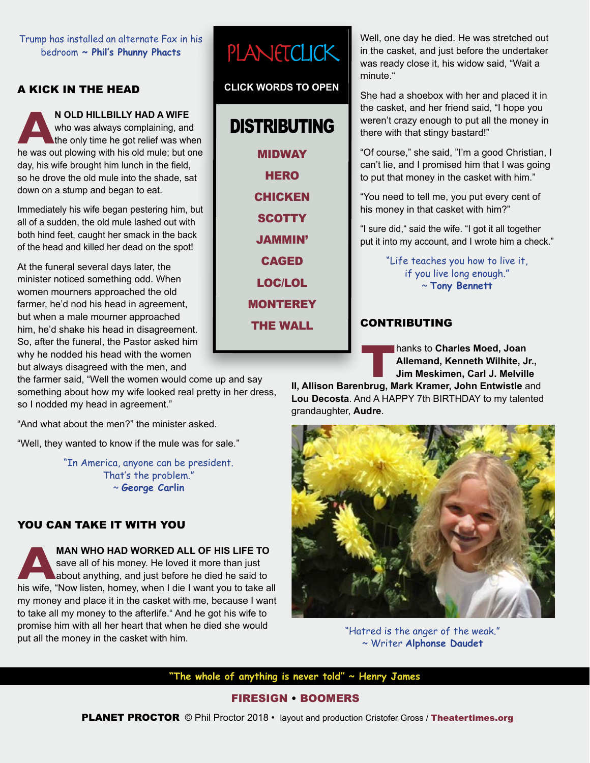Trump has installed an alternate Fax in his bedroom ~ **Phil's Phunny Phacts**

## A KICK IN THE HEAD

**AN OLD HILLBILLY HAD A WIFE** who was always complaining, and the only time he got relief was when he was out plowing with his old mule; but one day, his wife brought him lunch in the field, so he drove the old mule into the shade, sat down on a stump and began to eat.

Immediately his wife began pestering him, but all of a sudden, the old mule lashed out with both hind feet, caught her smack in the back of the head and killed her dead on the spot!

At the funeral several days later, the minister noticed something odd. When women mourners approached the old farmer, he'd nod his head in agreement, but when a male mourner approached him, he'd shake his head in disagreement. So, after the funeral, the Pastor asked him why he nodded his head with the women but always disagreed with the men, and the farmer said, "Well the women would come up and say something about how my wife looked real pretty in her dress, so I nodded my head in agreement."

"And what about the men?" the minister asked.

"Well, they wanted to know if the mule was for sale."

"In America, anyone can be president. That's the problem."
~ **George Carlin**

## YOU CAN TAKE IT WITH YOU

**A MAN WHO HAD WORKED ALL OF HIS LIFE TO** save all of his money. He loved it more than just about anything, and just before he died he said to his wife, "Now listen, homey, when I die I want you to take all my money and place it in the casket with me, because I want to take all my money to the afterlife." And he got his wife to promise him with all her heart that when he died she would put all the money in the casket with him.

Well, one day he died. He was stretched out in the casket, and just before the undertaker was ready close it, his widow said, "Wait a minute."

She had a shoebox with her and placed it in the casket, and her friend said, "I hope you weren't crazy enough to put all the money in there with that stingy bastard!"

"Of course," she said, "I'm a good Christian, I can't lie, and I promised him that I was going to put that money in the casket with him."

"You need to tell me, you put every cent of his money in that casket with him?"

"I sure did," said the wife. "I got it all together put it into my account, and I wrote him a check."

"Life teaches you how to live it, if you live long enough."
~ **Tony Bennett**

## PLANETCLICK

**CLICK WORDS TO OPEN**

### DISTRIBUTING

- MIDWAY
- HERO
- CHICKEN
- SCOTTY
- JAMMIN'
- CAGED
- LOC/LOL
- MONTEREY
- THE WALL

## CONTRIBUTING

Thanks to **Charles Moed, Joan Allemand, Kenneth Wilhite, Jr., Jim Meskimen, Carl J. Melville II, Allison Barenbrug, Mark Kramer, John Entwistle** and **Lou Decosta**. And A HAPPY 7th BIRTHDAY to my talented grandaughter, **Audre**.

"Hatred is the anger of the weak."
~ Writer **Alphonse Daudet**

"The whole of anything is never told" ~ Henry James

**FIRESIGN • BOOMERS**

**PLANET PROCTOR** © Phil Proctor 2018 • layout and production Cristofer Gross / **Theatertimes.org**